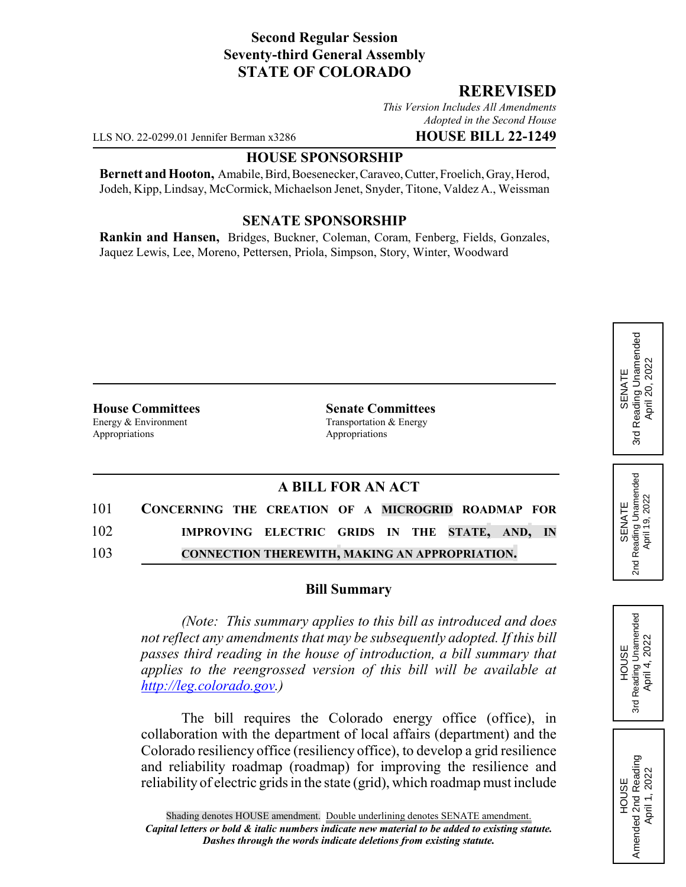**Second Regular Session**
**Seventy-third General Assembly**
**STATE OF COLORADO**

## REREVISED

*This Version Includes All Amendments Adopted in the Second House*

LLS NO. 22-0299.01 Jennifer Berman x3286 **HOUSE BILL 22-1249**

**HOUSE SPONSORSHIP**

**Bernett and Hooton,** Amabile, Bird, Boesenecker, Caraveo, Cutter, Froelich, Gray, Herod, Jodeh, Kipp, Lindsay, McCormick, Michaelson Jenet, Snyder, Titone, Valdez A., Weissman

**SENATE SPONSORSHIP**

**Rankin and Hansen,** Bridges, Buckner, Coleman, Coram, Fenberg, Fields, Gonzales, Jaquez Lewis, Lee, Moreno, Pettersen, Priola, Simpson, Story, Winter, Woodward

**House Committees**
Energy & Environment
Appropriations

**Senate Committees**
Transportation & Energy
Appropriations

SENATE 3rd Reading Unamended April 20, 2022

SENATE 2nd Reading Unamended April 19, 2022

HOUSE 3rd Reading Unamended April 4, 2022

HOUSE Amended 2nd Reading April 1, 2022

**A BILL FOR AN ACT**

101 **CONCERNING THE CREATION OF A MICROGRID ROADMAP FOR**
102 **IMPROVING ELECTRIC GRIDS IN THE STATE, AND, IN**
103 **CONNECTION THEREWITH, MAKING AN APPROPRIATION.**

**Bill Summary**

*(Note: This summary applies to this bill as introduced and does not reflect any amendments that may be subsequently adopted. If this bill passes third reading in the house of introduction, a bill summary that applies to the reengrossed version of this bill will be available at http://leg.colorado.gov.)*

The bill requires the Colorado energy office (office), in collaboration with the department of local affairs (department) and the Colorado resiliency office (resiliency office), to develop a grid resilience and reliability roadmap (roadmap) for improving the resilience and reliability of electric grids in the state (grid), which roadmap must include

Shading denotes HOUSE amendment. Double underlining denotes SENATE amendment.
*Capital letters or bold & italic numbers indicate new material to be added to existing statute.*
*Dashes through the words indicate deletions from existing statute.*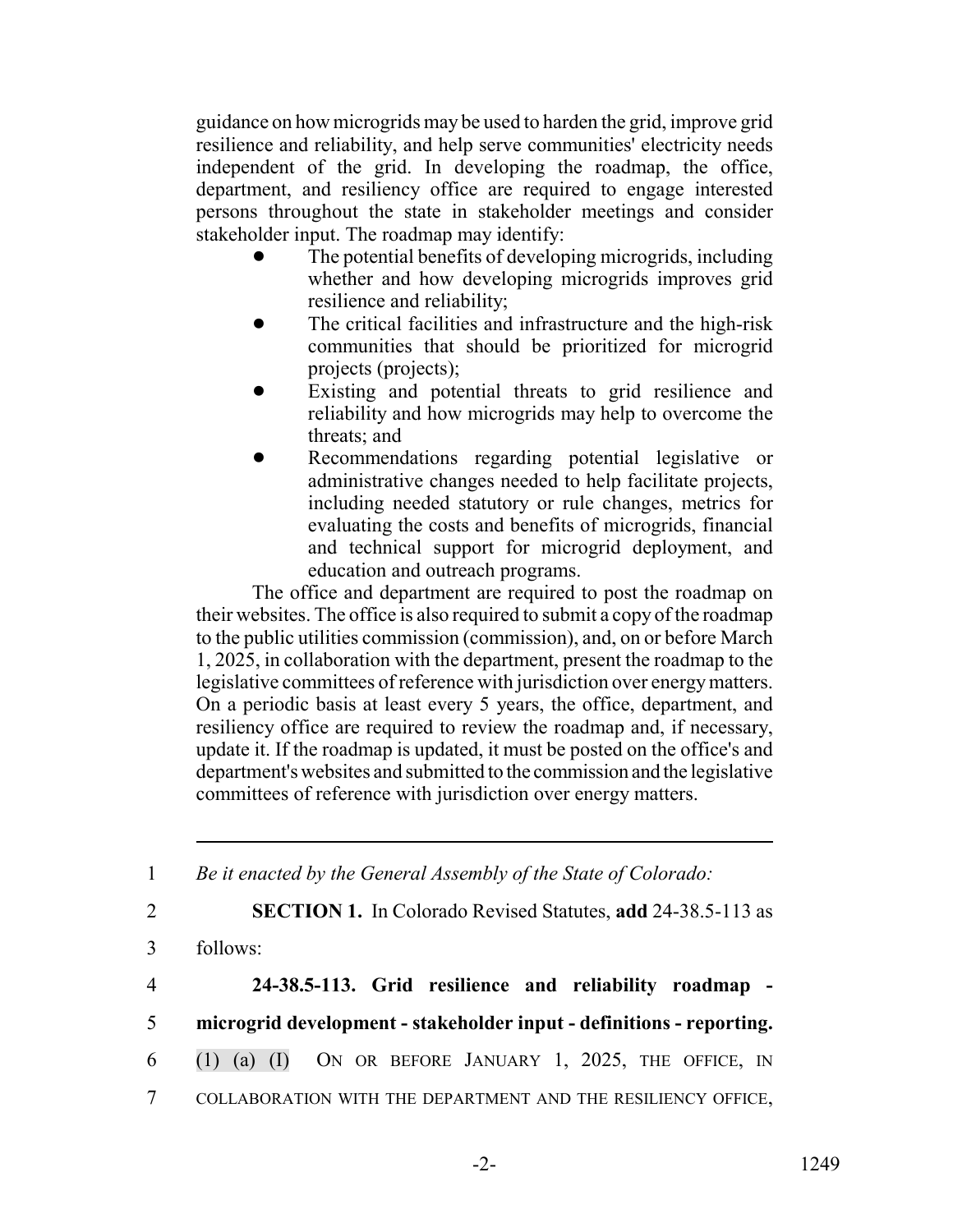guidance on how microgrids may be used to harden the grid, improve grid resilience and reliability, and help serve communities' electricity needs independent of the grid. In developing the roadmap, the office, department, and resiliency office are required to engage interested persons throughout the state in stakeholder meetings and consider stakeholder input. The roadmap may identify:

- The potential benefits of developing microgrids, including whether and how developing microgrids improves grid resilience and reliability;
- The critical facilities and infrastructure and the high-risk communities that should be prioritized for microgrid projects (projects);
- Existing and potential threats to grid resilience and reliability and how microgrids may help to overcome the threats; and
- Recommendations regarding potential legislative or administrative changes needed to help facilitate projects, including needed statutory or rule changes, metrics for evaluating the costs and benefits of microgrids, financial and technical support for microgrid deployment, and education and outreach programs.

The office and department are required to post the roadmap on their websites. The office is also required to submit a copy of the roadmap to the public utilities commission (commission), and, on or before March 1, 2025, in collaboration with the department, present the roadmap to the legislative committees of reference with jurisdiction over energy matters. On a periodic basis at least every 5 years, the office, department, and resiliency office are required to review the roadmap and, if necessary, update it. If the roadmap is updated, it must be posted on the office's and department's websites and submitted to the commission and the legislative committees of reference with jurisdiction over energy matters.

---

1 *Be it enacted by the General Assembly of the State of Colorado:*

2 **SECTION 1.** In Colorado Revised Statutes, **add** 24-38.5-113 as

3 follows:

4 **24-38.5-113. Grid resilience and reliability roadmap -**

5 **microgrid development - stakeholder input - definitions - reporting.**

6 (1) (a) (I) ON OR BEFORE JANUARY 1, 2025, THE OFFICE, IN

7 COLLABORATION WITH THE DEPARTMENT AND THE RESILIENCY OFFICE,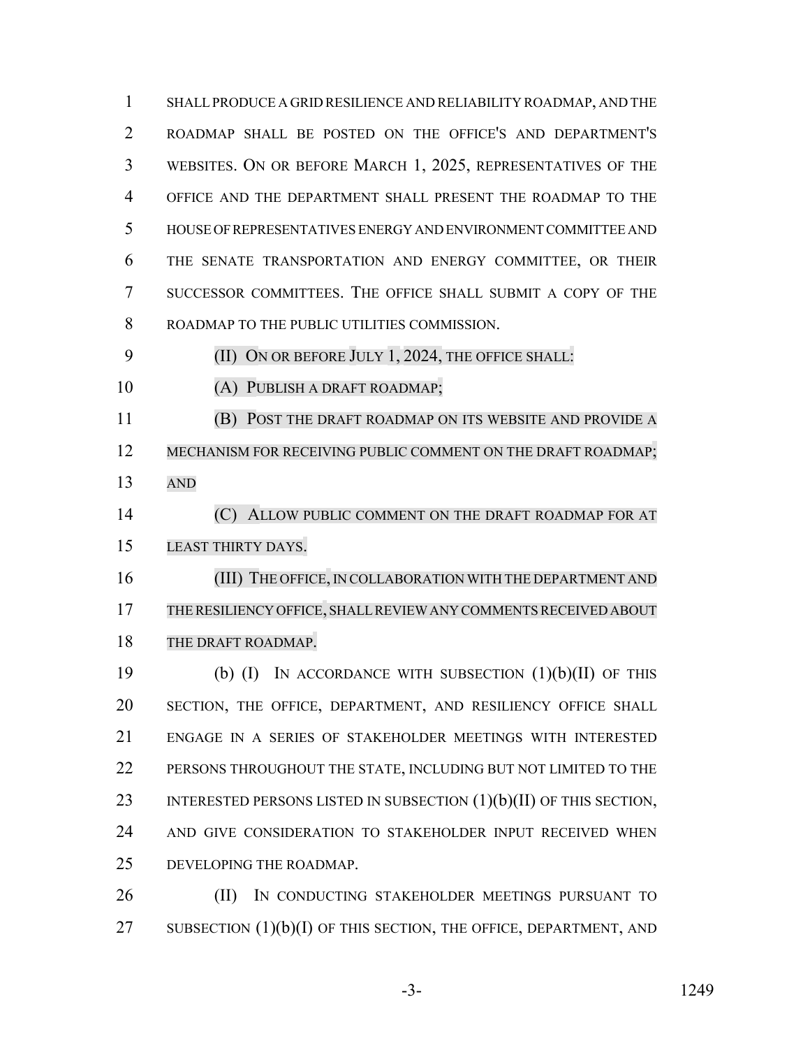SHALL PRODUCE A GRID RESILIENCE AND RELIABILITY ROADMAP, AND THE ROADMAP SHALL BE POSTED ON THE OFFICE'S AND DEPARTMENT'S WEBSITES. ON OR BEFORE MARCH 1, 2025, REPRESENTATIVES OF THE OFFICE AND THE DEPARTMENT SHALL PRESENT THE ROADMAP TO THE HOUSE OF REPRESENTATIVES ENERGY AND ENVIRONMENT COMMITTEE AND THE SENATE TRANSPORTATION AND ENERGY COMMITTEE, OR THEIR SUCCESSOR COMMITTEES. THE OFFICE SHALL SUBMIT A COPY OF THE ROADMAP TO THE PUBLIC UTILITIES COMMISSION.

(II) ON OR BEFORE JULY 1, 2024, THE OFFICE SHALL:

(A) PUBLISH A DRAFT ROADMAP;

(B) POST THE DRAFT ROADMAP ON ITS WEBSITE AND PROVIDE A MECHANISM FOR RECEIVING PUBLIC COMMENT ON THE DRAFT ROADMAP; AND

(C) ALLOW PUBLIC COMMENT ON THE DRAFT ROADMAP FOR AT LEAST THIRTY DAYS.

(III) THE OFFICE, IN COLLABORATION WITH THE DEPARTMENT AND THE RESILIENCY OFFICE, SHALL REVIEW ANY COMMENTS RECEIVED ABOUT THE DRAFT ROADMAP.

(b) (I) IN ACCORDANCE WITH SUBSECTION (1)(b)(II) OF THIS SECTION, THE OFFICE, DEPARTMENT, AND RESILIENCY OFFICE SHALL ENGAGE IN A SERIES OF STAKEHOLDER MEETINGS WITH INTERESTED PERSONS THROUGHOUT THE STATE, INCLUDING BUT NOT LIMITED TO THE INTERESTED PERSONS LISTED IN SUBSECTION (1)(b)(II) OF THIS SECTION, AND GIVE CONSIDERATION TO STAKEHOLDER INPUT RECEIVED WHEN DEVELOPING THE ROADMAP.

(II) IN CONDUCTING STAKEHOLDER MEETINGS PURSUANT TO SUBSECTION (1)(b)(I) OF THIS SECTION, THE OFFICE, DEPARTMENT, AND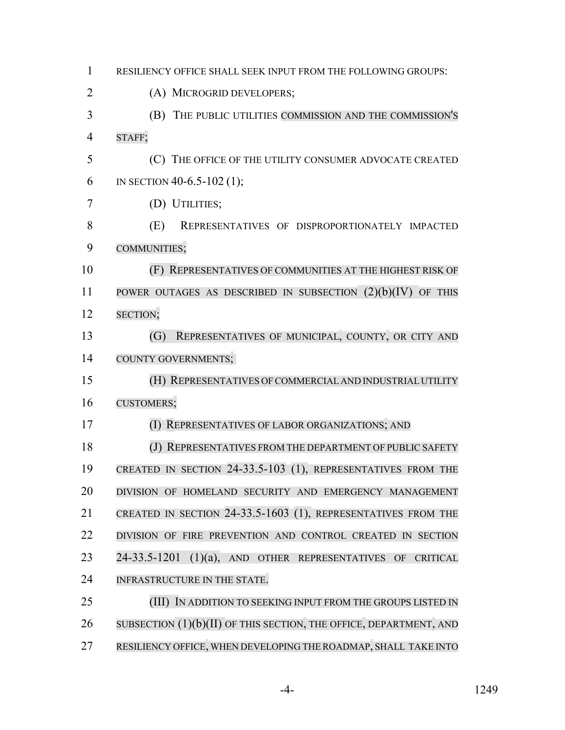RESILIENCY OFFICE SHALL SEEK INPUT FROM THE FOLLOWING GROUPS:

(A) MICROGRID DEVELOPERS;

(B) THE PUBLIC UTILITIES COMMISSION AND THE COMMISSION'S STAFF;

(C) THE OFFICE OF THE UTILITY CONSUMER ADVOCATE CREATED IN SECTION 40-6.5-102 (1);

(D) UTILITIES;

(E) REPRESENTATIVES OF DISPROPORTIONATELY IMPACTED COMMUNITIES;

(F) REPRESENTATIVES OF COMMUNITIES AT THE HIGHEST RISK OF POWER OUTAGES AS DESCRIBED IN SUBSECTION (2)(b)(IV) OF THIS SECTION;

(G) REPRESENTATIVES OF MUNICIPAL, COUNTY, OR CITY AND COUNTY GOVERNMENTS;

(H) REPRESENTATIVES OF COMMERCIAL AND INDUSTRIAL UTILITY CUSTOMERS;

(I) REPRESENTATIVES OF LABOR ORGANIZATIONS; AND

(J) REPRESENTATIVES FROM THE DEPARTMENT OF PUBLIC SAFETY CREATED IN SECTION 24-33.5-103 (1), REPRESENTATIVES FROM THE DIVISION OF HOMELAND SECURITY AND EMERGENCY MANAGEMENT CREATED IN SECTION 24-33.5-1603 (1), REPRESENTATIVES FROM THE DIVISION OF FIRE PREVENTION AND CONTROL CREATED IN SECTION 24-33.5-1201 (1)(a), AND OTHER REPRESENTATIVES OF CRITICAL INFRASTRUCTURE IN THE STATE.

(III) IN ADDITION TO SEEKING INPUT FROM THE GROUPS LISTED IN SUBSECTION (1)(b)(II) OF THIS SECTION, THE OFFICE, DEPARTMENT, AND RESILIENCY OFFICE, WHEN DEVELOPING THE ROADMAP, SHALL TAKE INTO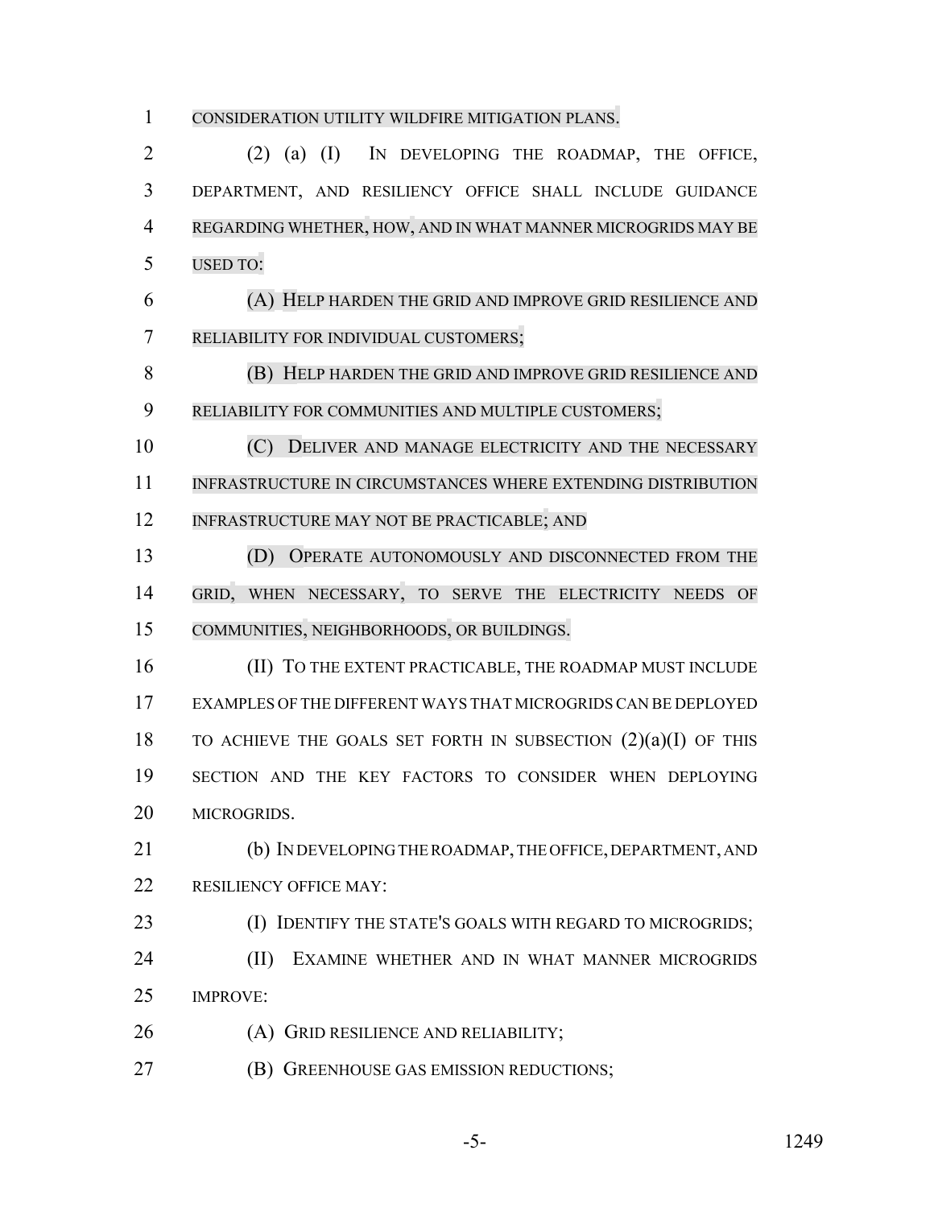CONSIDERATION UTILITY WILDFIRE MITIGATION PLANS.

(2) (a) (I) IN DEVELOPING THE ROADMAP, THE OFFICE, DEPARTMENT, AND RESILIENCY OFFICE SHALL INCLUDE GUIDANCE REGARDING WHETHER, HOW, AND IN WHAT MANNER MICROGRIDS MAY BE USED TO:

(A) HELP HARDEN THE GRID AND IMPROVE GRID RESILIENCE AND RELIABILITY FOR INDIVIDUAL CUSTOMERS;

(B) HELP HARDEN THE GRID AND IMPROVE GRID RESILIENCE AND RELIABILITY FOR COMMUNITIES AND MULTIPLE CUSTOMERS;

(C) DELIVER AND MANAGE ELECTRICITY AND THE NECESSARY INFRASTRUCTURE IN CIRCUMSTANCES WHERE EXTENDING DISTRIBUTION INFRASTRUCTURE MAY NOT BE PRACTICABLE; AND

(D) OPERATE AUTONOMOUSLY AND DISCONNECTED FROM THE GRID, WHEN NECESSARY, TO SERVE THE ELECTRICITY NEEDS OF COMMUNITIES, NEIGHBORHOODS, OR BUILDINGS.

(II) TO THE EXTENT PRACTICABLE, THE ROADMAP MUST INCLUDE EXAMPLES OF THE DIFFERENT WAYS THAT MICROGRIDS CAN BE DEPLOYED TO ACHIEVE THE GOALS SET FORTH IN SUBSECTION (2)(a)(I) OF THIS SECTION AND THE KEY FACTORS TO CONSIDER WHEN DEPLOYING MICROGRIDS.

(b) IN DEVELOPING THE ROADMAP, THE OFFICE, DEPARTMENT, AND RESILIENCY OFFICE MAY:

(I) IDENTIFY THE STATE'S GOALS WITH REGARD TO MICROGRIDS;

(II) EXAMINE WHETHER AND IN WHAT MANNER MICROGRIDS IMPROVE:

(A) GRID RESILIENCE AND RELIABILITY;

(B) GREENHOUSE GAS EMISSION REDUCTIONS;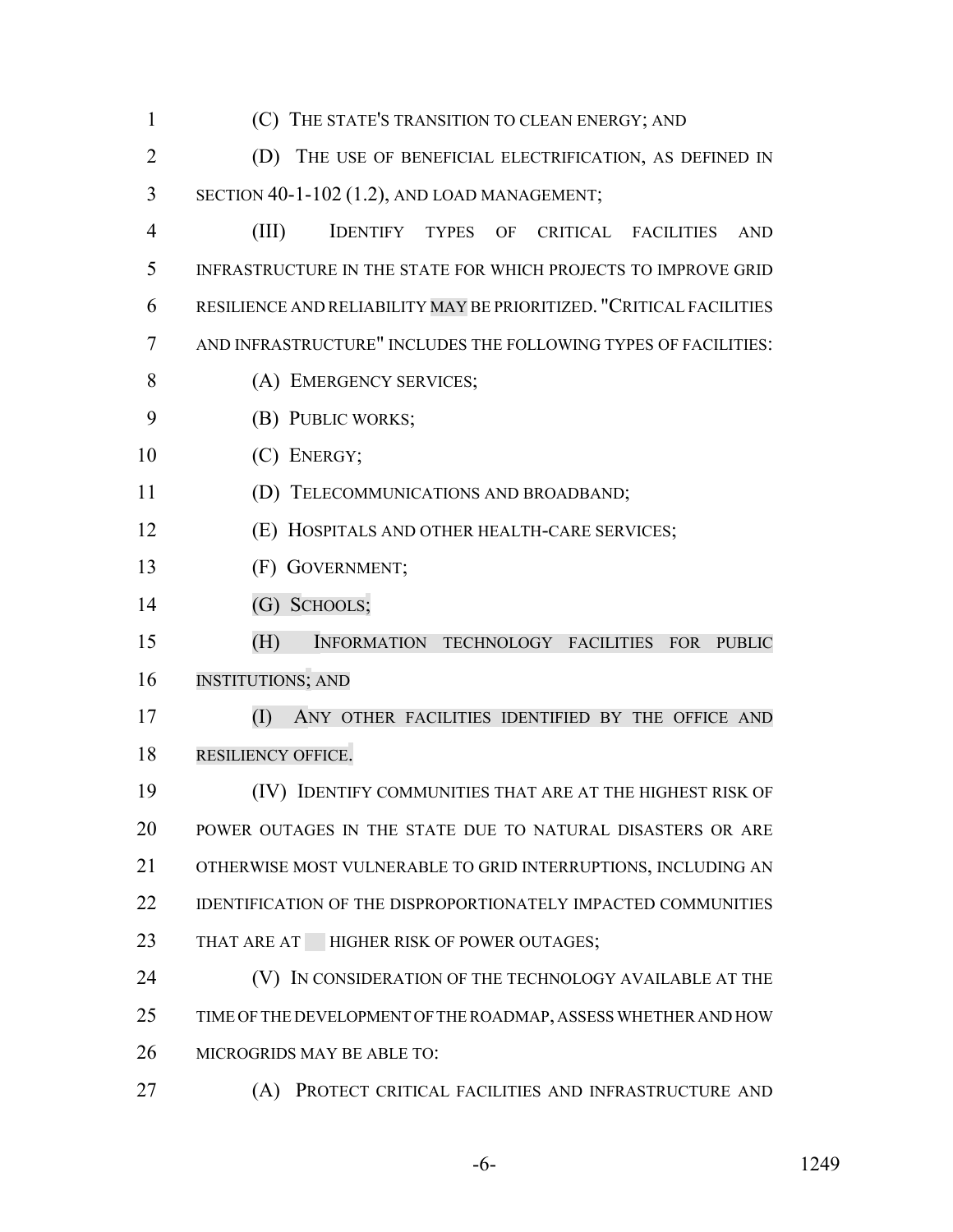(C) THE STATE'S TRANSITION TO CLEAN ENERGY; AND

(D) THE USE OF BENEFICIAL ELECTRIFICATION, AS DEFINED IN SECTION 40-1-102 (1.2), AND LOAD MANAGEMENT;

(III) IDENTIFY TYPES OF CRITICAL FACILITIES AND INFRASTRUCTURE IN THE STATE FOR WHICH PROJECTS TO IMPROVE GRID RESILIENCE AND RELIABILITY MAY BE PRIORITIZED. "CRITICAL FACILITIES AND INFRASTRUCTURE" INCLUDES THE FOLLOWING TYPES OF FACILITIES:

(A) EMERGENCY SERVICES;

(B) PUBLIC WORKS;

(C) ENERGY;

(D) TELECOMMUNICATIONS AND BROADBAND;

(E) HOSPITALS AND OTHER HEALTH-CARE SERVICES;

(F) GOVERNMENT;

(G) SCHOOLS;

(H) INFORMATION TECHNOLOGY FACILITIES FOR PUBLIC INSTITUTIONS; AND

(I) ANY OTHER FACILITIES IDENTIFIED BY THE OFFICE AND RESILIENCY OFFICE.

(IV) IDENTIFY COMMUNITIES THAT ARE AT THE HIGHEST RISK OF POWER OUTAGES IN THE STATE DUE TO NATURAL DISASTERS OR ARE OTHERWISE MOST VULNERABLE TO GRID INTERRUPTIONS, INCLUDING AN IDENTIFICATION OF THE DISPROPORTIONATELY IMPACTED COMMUNITIES THAT ARE AT HIGHER RISK OF POWER OUTAGES;

(V) IN CONSIDERATION OF THE TECHNOLOGY AVAILABLE AT THE TIME OF THE DEVELOPMENT OF THE ROADMAP, ASSESS WHETHER AND HOW MICROGRIDS MAY BE ABLE TO:

(A) PROTECT CRITICAL FACILITIES AND INFRASTRUCTURE AND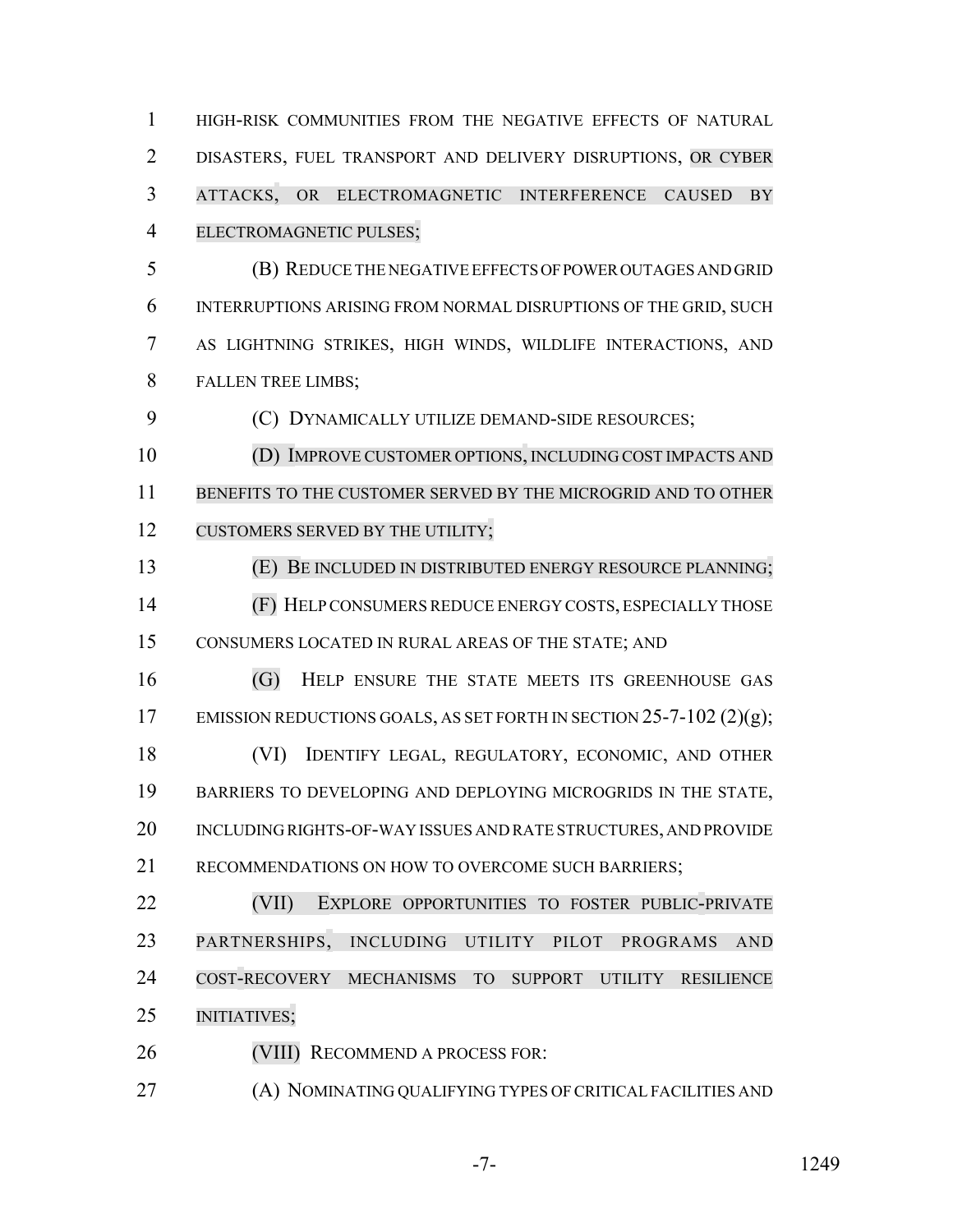HIGH-RISK COMMUNITIES FROM THE NEGATIVE EFFECTS OF NATURAL DISASTERS, FUEL TRANSPORT AND DELIVERY DISRUPTIONS, OR CYBER ATTACKS, OR ELECTROMAGNETIC INTERFERENCE CAUSED BY ELECTROMAGNETIC PULSES;

(B) REDUCE THE NEGATIVE EFFECTS OF POWER OUTAGES AND GRID INTERRUPTIONS ARISING FROM NORMAL DISRUPTIONS OF THE GRID, SUCH AS LIGHTNING STRIKES, HIGH WINDS, WILDLIFE INTERACTIONS, AND FALLEN TREE LIMBS;

(C) DYNAMICALLY UTILIZE DEMAND-SIDE RESOURCES;

(D) IMPROVE CUSTOMER OPTIONS, INCLUDING COST IMPACTS AND BENEFITS TO THE CUSTOMER SERVED BY THE MICROGRID AND TO OTHER CUSTOMERS SERVED BY THE UTILITY;

(E) BE INCLUDED IN DISTRIBUTED ENERGY RESOURCE PLANNING;

(F) HELP CONSUMERS REDUCE ENERGY COSTS, ESPECIALLY THOSE CONSUMERS LOCATED IN RURAL AREAS OF THE STATE; AND

(G) HELP ENSURE THE STATE MEETS ITS GREENHOUSE GAS EMISSION REDUCTIONS GOALS, AS SET FORTH IN SECTION 25-7-102 (2)(g);

(VI) IDENTIFY LEGAL, REGULATORY, ECONOMIC, AND OTHER BARRIERS TO DEVELOPING AND DEPLOYING MICROGRIDS IN THE STATE, INCLUDING RIGHTS-OF-WAY ISSUES AND RATE STRUCTURES, AND PROVIDE RECOMMENDATIONS ON HOW TO OVERCOME SUCH BARRIERS;

(VII) EXPLORE OPPORTUNITIES TO FOSTER PUBLIC-PRIVATE PARTNERSHIPS, INCLUDING UTILITY PILOT PROGRAMS AND COST-RECOVERY MECHANISMS TO SUPPORT UTILITY RESILIENCE INITIATIVES;

(VIII) RECOMMEND A PROCESS FOR:

(A) NOMINATING QUALIFYING TYPES OF CRITICAL FACILITIES AND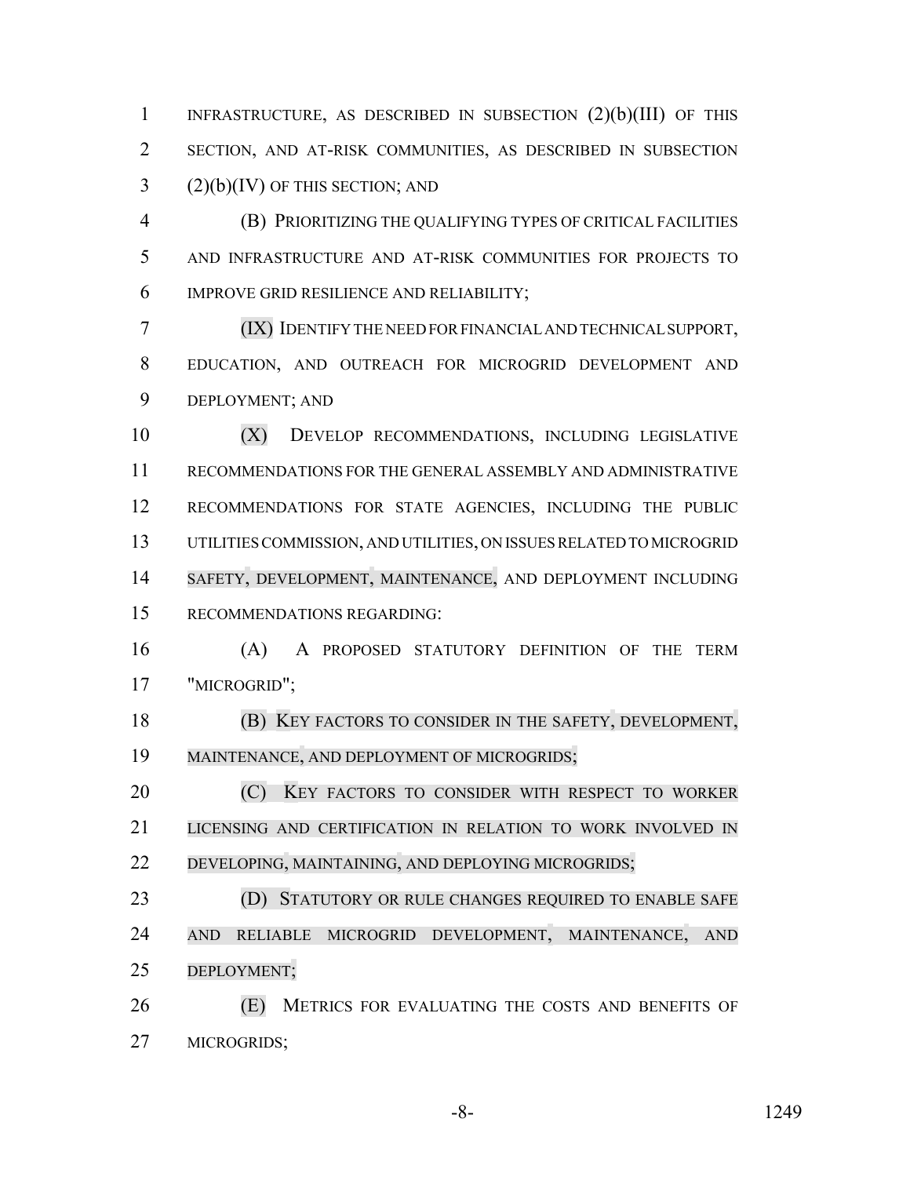INFRASTRUCTURE, AS DESCRIBED IN SUBSECTION (2)(b)(III) OF THIS SECTION, AND AT-RISK COMMUNITIES, AS DESCRIBED IN SUBSECTION (2)(b)(IV) OF THIS SECTION; AND

(B) PRIORITIZING THE QUALIFYING TYPES OF CRITICAL FACILITIES AND INFRASTRUCTURE AND AT-RISK COMMUNITIES FOR PROJECTS TO IMPROVE GRID RESILIENCE AND RELIABILITY;

(IX) IDENTIFY THE NEED FOR FINANCIAL AND TECHNICAL SUPPORT, EDUCATION, AND OUTREACH FOR MICROGRID DEVELOPMENT AND DEPLOYMENT; AND

(X) DEVELOP RECOMMENDATIONS, INCLUDING LEGISLATIVE RECOMMENDATIONS FOR THE GENERAL ASSEMBLY AND ADMINISTRATIVE RECOMMENDATIONS FOR STATE AGENCIES, INCLUDING THE PUBLIC UTILITIES COMMISSION, AND UTILITIES, ON ISSUES RELATED TO MICROGRID SAFETY, DEVELOPMENT, MAINTENANCE, AND DEPLOYMENT INCLUDING RECOMMENDATIONS REGARDING:

(A) A PROPOSED STATUTORY DEFINITION OF THE TERM "MICROGRID";

(B) KEY FACTORS TO CONSIDER IN THE SAFETY, DEVELOPMENT, MAINTENANCE, AND DEPLOYMENT OF MICROGRIDS;

(C) KEY FACTORS TO CONSIDER WITH RESPECT TO WORKER LICENSING AND CERTIFICATION IN RELATION TO WORK INVOLVED IN DEVELOPING, MAINTAINING, AND DEPLOYING MICROGRIDS;

(D) STATUTORY OR RULE CHANGES REQUIRED TO ENABLE SAFE AND RELIABLE MICROGRID DEVELOPMENT, MAINTENANCE, AND DEPLOYMENT;

(E) METRICS FOR EVALUATING THE COSTS AND BENEFITS OF MICROGRIDS;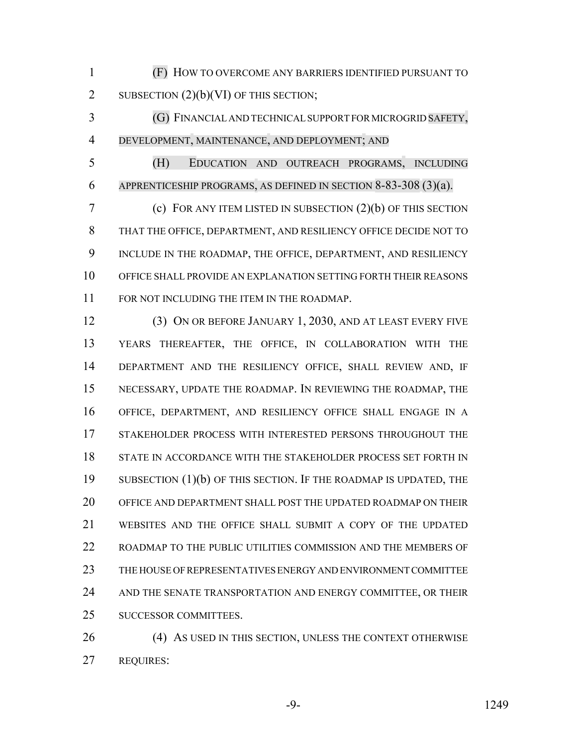(F) HOW TO OVERCOME ANY BARRIERS IDENTIFIED PURSUANT TO SUBSECTION (2)(b)(VI) OF THIS SECTION;

(G) FINANCIAL AND TECHNICAL SUPPORT FOR MICROGRID SAFETY, DEVELOPMENT, MAINTENANCE, AND DEPLOYMENT; AND

(H) EDUCATION AND OUTREACH PROGRAMS, INCLUDING APPRENTICESHIP PROGRAMS, AS DEFINED IN SECTION 8-83-308 (3)(a).

(c) FOR ANY ITEM LISTED IN SUBSECTION (2)(b) OF THIS SECTION THAT THE OFFICE, DEPARTMENT, AND RESILIENCY OFFICE DECIDE NOT TO INCLUDE IN THE ROADMAP, THE OFFICE, DEPARTMENT, AND RESILIENCY OFFICE SHALL PROVIDE AN EXPLANATION SETTING FORTH THEIR REASONS FOR NOT INCLUDING THE ITEM IN THE ROADMAP.

(3) ON OR BEFORE JANUARY 1, 2030, AND AT LEAST EVERY FIVE YEARS THEREAFTER, THE OFFICE, IN COLLABORATION WITH THE DEPARTMENT AND THE RESILIENCY OFFICE, SHALL REVIEW AND, IF NECESSARY, UPDATE THE ROADMAP. IN REVIEWING THE ROADMAP, THE OFFICE, DEPARTMENT, AND RESILIENCY OFFICE SHALL ENGAGE IN A STAKEHOLDER PROCESS WITH INTERESTED PERSONS THROUGHOUT THE STATE IN ACCORDANCE WITH THE STAKEHOLDER PROCESS SET FORTH IN SUBSECTION (1)(b) OF THIS SECTION. IF THE ROADMAP IS UPDATED, THE OFFICE AND DEPARTMENT SHALL POST THE UPDATED ROADMAP ON THEIR WEBSITES AND THE OFFICE SHALL SUBMIT A COPY OF THE UPDATED ROADMAP TO THE PUBLIC UTILITIES COMMISSION AND THE MEMBERS OF THE HOUSE OF REPRESENTATIVES ENERGY AND ENVIRONMENT COMMITTEE AND THE SENATE TRANSPORTATION AND ENERGY COMMITTEE, OR THEIR SUCCESSOR COMMITTEES.

(4) AS USED IN THIS SECTION, UNLESS THE CONTEXT OTHERWISE REQUIRES: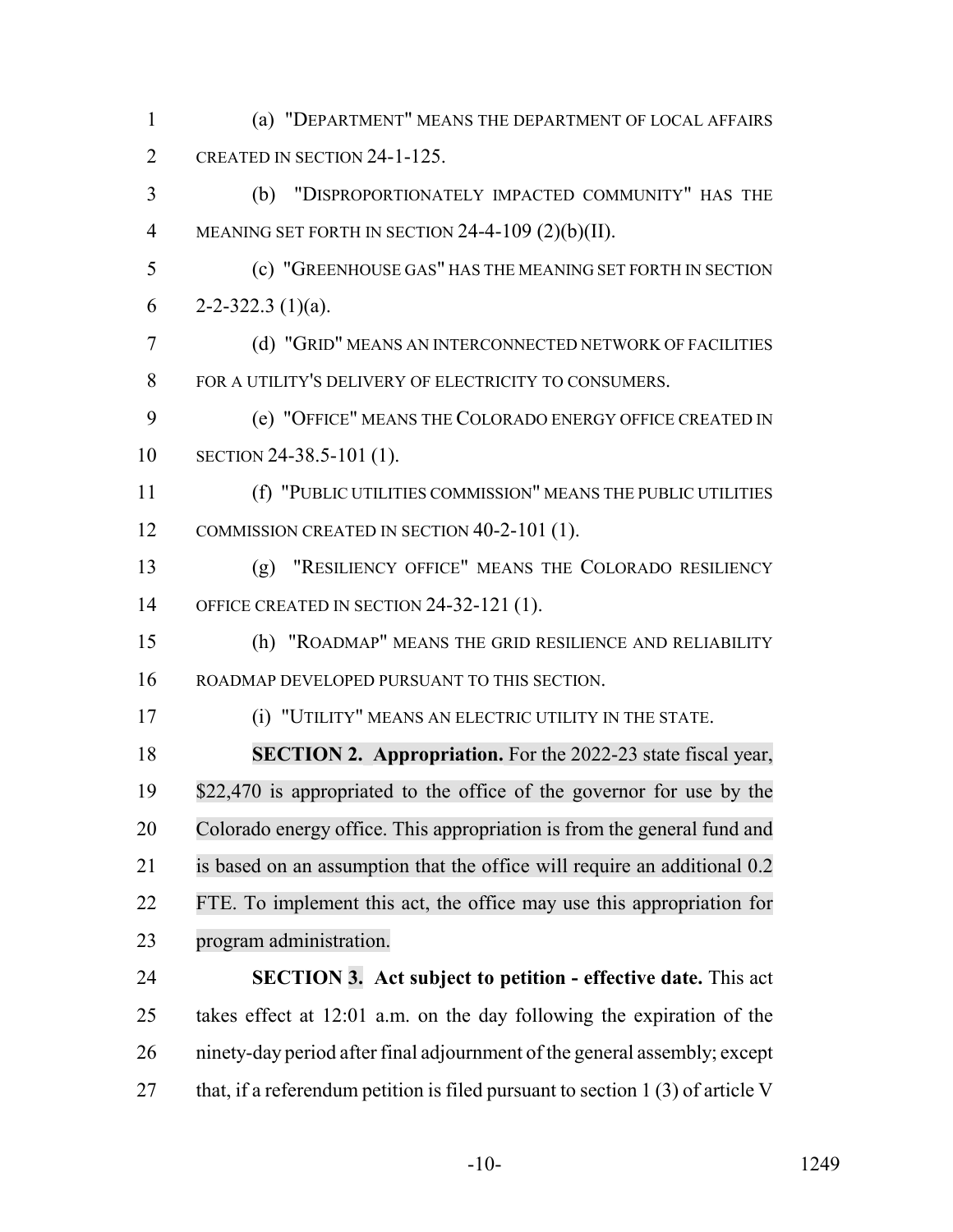(a) "DEPARTMENT" MEANS THE DEPARTMENT OF LOCAL AFFAIRS CREATED IN SECTION 24-1-125.

(b) "DISPROPORTIONATELY IMPACTED COMMUNITY" HAS THE MEANING SET FORTH IN SECTION 24-4-109 (2)(b)(II).

(c) "GREENHOUSE GAS" HAS THE MEANING SET FORTH IN SECTION 2-2-322.3 (1)(a).

(d) "GRID" MEANS AN INTERCONNECTED NETWORK OF FACILITIES FOR A UTILITY'S DELIVERY OF ELECTRICITY TO CONSUMERS.

(e) "OFFICE" MEANS THE COLORADO ENERGY OFFICE CREATED IN SECTION 24-38.5-101 (1).

(f) "PUBLIC UTILITIES COMMISSION" MEANS THE PUBLIC UTILITIES COMMISSION CREATED IN SECTION 40-2-101 (1).

(g) "RESILIENCY OFFICE" MEANS THE COLORADO RESILIENCY OFFICE CREATED IN SECTION 24-32-121 (1).

(h) "ROADMAP" MEANS THE GRID RESILIENCE AND RELIABILITY ROADMAP DEVELOPED PURSUANT TO THIS SECTION.

(i) "UTILITY" MEANS AN ELECTRIC UTILITY IN THE STATE.

**SECTION 2. Appropriation.** For the 2022-23 state fiscal year, $22,470 is appropriated to the office of the governor for use by the Colorado energy office. This appropriation is from the general fund and is based on an assumption that the office will require an additional 0.2 FTE. To implement this act, the office may use this appropriation for program administration.

**SECTION 3. Act subject to petition - effective date.** This act takes effect at 12:01 a.m. on the day following the expiration of the ninety-day period after final adjournment of the general assembly; except that, if a referendum petition is filed pursuant to section 1 (3) of article V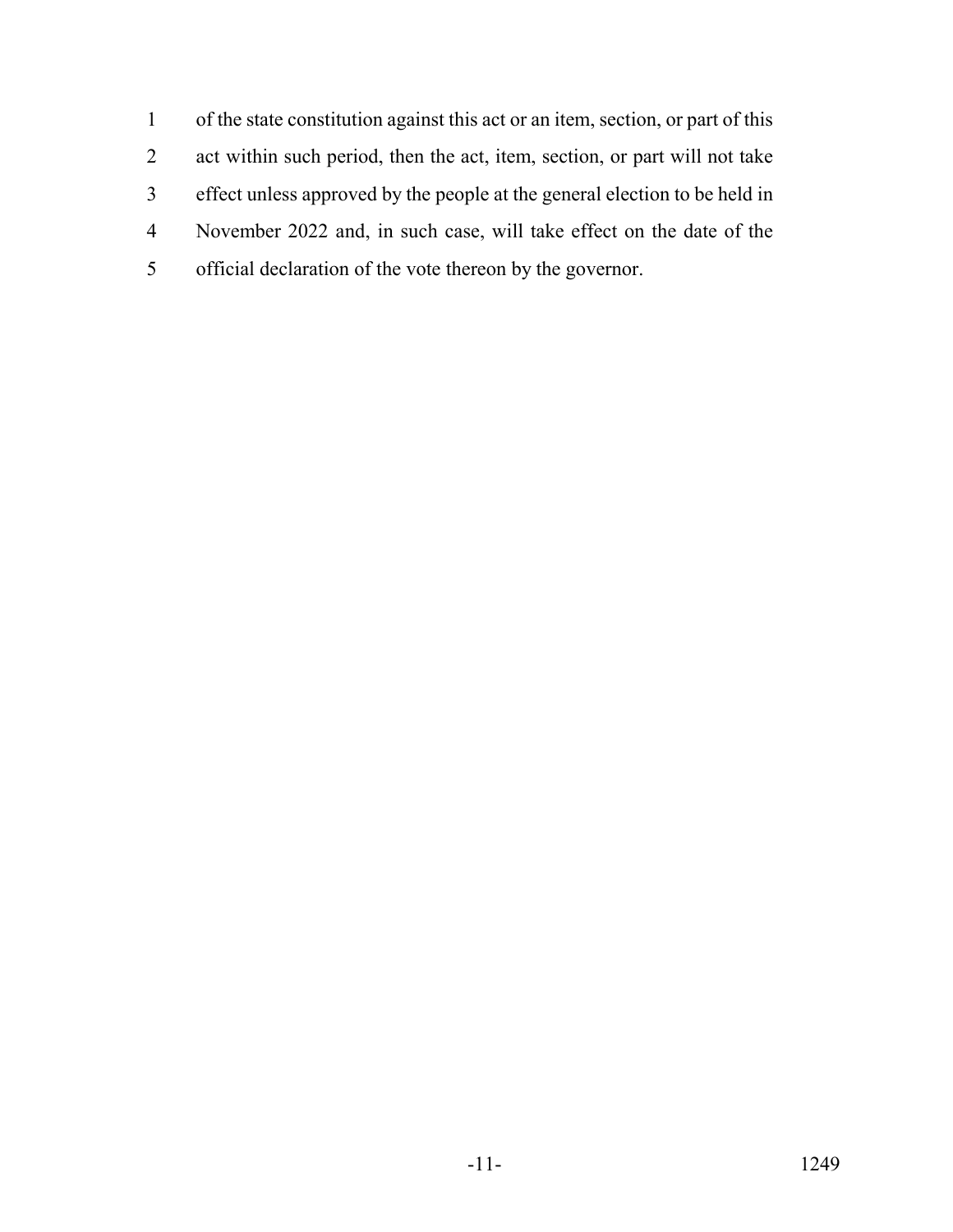of the state constitution against this act or an item, section, or part of this act within such period, then the act, item, section, or part will not take effect unless approved by the people at the general election to be held in November 2022 and, in such case, will take effect on the date of the official declaration of the vote thereon by the governor.